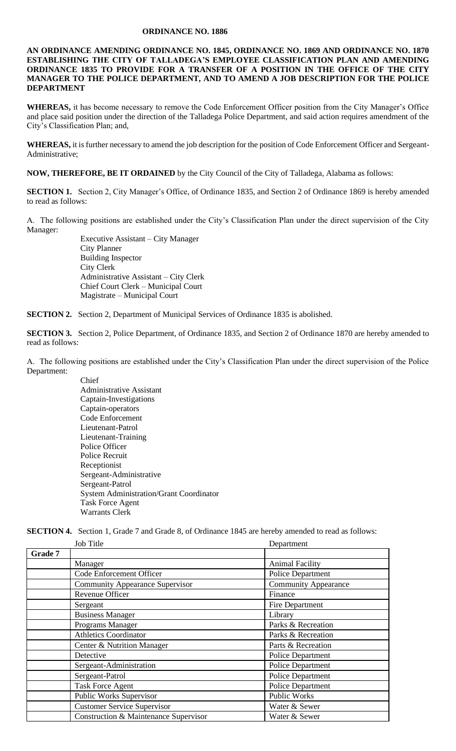# ORDINANCE NO. 1886

**AN ORDINANCE AMENDING ORDINANCE NO. 1845, ORDINANCE NO. 1869 AND ORDINANCE NO. 1870 ESTABLISHING THE CITY OF TALLADEGA'S EMPLOYEE CLASSIFICATION PLAN AND AMENDING ORDINANCE 1835 TO PROVIDE FOR A TRANSFER OF A POSITION IN THE OFFICE OF THE CITY MANAGER TO THE POLICE DEPARTMENT, AND TO AMEND A JOB DESCRIPTION FOR THE POLICE DEPARTMENT**

**WHEREAS,** it has become necessary to remove the Code Enforcement Officer position from the City Manager's Office and place said position under the direction of the Talladega Police Department, and said action requires amendment of the City's Classification Plan; and,

**WHEREAS,** it is further necessary to amend the job description for the position of Code Enforcement Officer and Sergeant-Administrative;

**NOW, THEREFORE, BE IT ORDAINED** by the City Council of the City of Talladega, Alabama as follows:

**SECTION 1.** Section 2, City Manager's Office, of Ordinance 1835, and Section 2 of Ordinance 1869 is hereby amended to read as follows:

A. The following positions are established under the City's Classification Plan under the direct supervision of the City Manager:

- Executive Assistant – City Manager
- City Planner
- Building Inspector
- City Clerk
- Administrative Assistant – City Clerk
- Chief Court Clerk – Municipal Court
- Magistrate – Municipal Court

**SECTION 2.** Section 2, Department of Municipal Services of Ordinance 1835 is abolished.

**SECTION 3.** Section 2, Police Department, of Ordinance 1835, and Section 2 of Ordinance 1870 are hereby amended to read as follows:

A. The following positions are established under the City's Classification Plan under the direct supervision of the Police Department:

- Chief
- Administrative Assistant
- Captain-Investigations
- Captain-operators
- Code Enforcement
- Lieutenant-Patrol
- Lieutenant-Training
- Police Officer
- Police Recruit
- Receptionist
- Sergeant-Administrative
- Sergeant-Patrol
- System Administration/Grant Coordinator
- Task Force Agent
- Warrants Clerk

**SECTION 4.** Section 1, Grade 7 and Grade 8, of Ordinance 1845 are hereby amended to read as follows:

| | Job Title | Department |
|---|---|---|
| **Grade 7** | | |
| | Manager | Animal Facility |
| | Code Enforcement Officer | Police Department |
| | Community Appearance Supervisor | Community Appearance |
| | Revenue Officer | Finance |
| | Sergeant | Fire Department |
| | Business Manager | Library |
| | Programs Manager | Parks & Recreation |
| | Athletics Coordinator | Parks & Recreation |
| | Center & Nutrition Manager | Parts & Recreation |
| | Detective | Police Department |
| | Sergeant-Administration | Police Department |
| | Sergeant-Patrol | Police Department |
| | Task Force Agent | Police Department |
| | Public Works Supervisor | Public Works |
| | Customer Service Supervisor | Water & Sewer |
| | Construction & Maintenance Supervisor | Water & Sewer |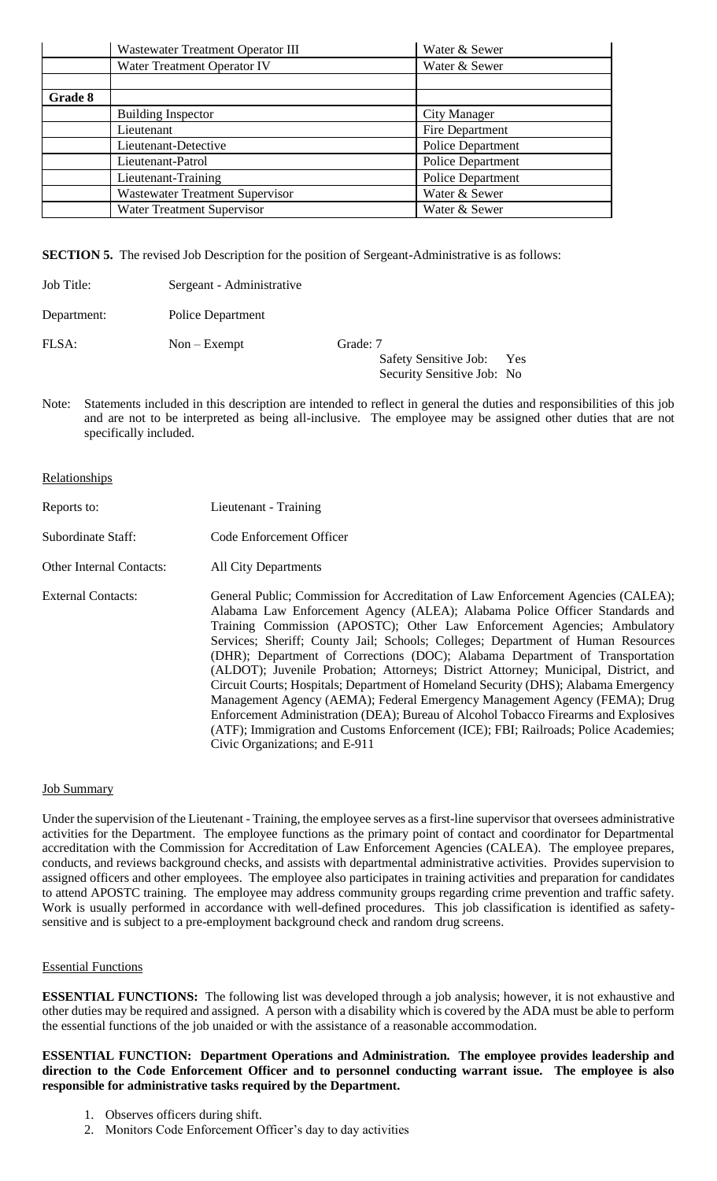| | | |
|---|---|---|
| | Wastewater Treatment Operator III | Water & Sewer |
| | Water Treatment Operator IV | Water & Sewer |
| | | |
| **Grade 8** | | |
| | Building Inspector | City Manager |
| | Lieutenant | Fire Department |
| | Lieutenant-Detective | Police Department |
| | Lieutenant-Patrol | Police Department |
| | Lieutenant-Training | Police Department |
| | Wastewater Treatment Supervisor | Water & Sewer |
| | Water Treatment Supervisor | Water & Sewer |

**SECTION 5.** The revised Job Description for the position of Sergeant-Administrative is as follows:

Job Title: Sergeant - Administrative

Department: Police Department

FLSA: Non – Exempt Grade: 7

Safety Sensitive Job: Yes
Security Sensitive Job: No

Note: Statements included in this description are intended to reflect in general the duties and responsibilities of this job and are not to be interpreted as being all-inclusive. The employee may be assigned other duties that are not specifically included.

Relationships

Reports to: Lieutenant - Training

Subordinate Staff: Code Enforcement Officer

Other Internal Contacts: All City Departments

External Contacts: General Public; Commission for Accreditation of Law Enforcement Agencies (CALEA); Alabama Law Enforcement Agency (ALEA); Alabama Police Officer Standards and Training Commission (APOSTC); Other Law Enforcement Agencies; Ambulatory Services; Sheriff; County Jail; Schools; Colleges; Department of Human Resources (DHR); Department of Corrections (DOC); Alabama Department of Transportation (ALDOT); Juvenile Probation; Attorneys; District Attorney; Municipal, District, and Circuit Courts; Hospitals; Department of Homeland Security (DHS); Alabama Emergency Management Agency (AEMA); Federal Emergency Management Agency (FEMA); Drug Enforcement Administration (DEA); Bureau of Alcohol Tobacco Firearms and Explosives (ATF); Immigration and Customs Enforcement (ICE); FBI; Railroads; Police Academies; Civic Organizations; and E-911

Job Summary

Under the supervision of the Lieutenant - Training, the employee serves as a first-line supervisor that oversees administrative activities for the Department. The employee functions as the primary point of contact and coordinator for Departmental accreditation with the Commission for Accreditation of Law Enforcement Agencies (CALEA). The employee prepares, conducts, and reviews background checks, and assists with departmental administrative activities. Provides supervision to assigned officers and other employees. The employee also participates in training activities and preparation for candidates to attend APOSTC training. The employee may address community groups regarding crime prevention and traffic safety. Work is usually performed in accordance with well-defined procedures. This job classification is identified as safety-sensitive and is subject to a pre-employment background check and random drug screens.

Essential Functions

**ESSENTIAL FUNCTIONS:** The following list was developed through a job analysis; however, it is not exhaustive and other duties may be required and assigned. A person with a disability which is covered by the ADA must be able to perform the essential functions of the job unaided or with the assistance of a reasonable accommodation.

**ESSENTIAL FUNCTION: Department Operations and Administration. The employee provides leadership and direction to the Code Enforcement Officer and to personnel conducting warrant issue. The employee is also responsible for administrative tasks required by the Department.**

1. Observes officers during shift.
2. Monitors Code Enforcement Officer's day to day activities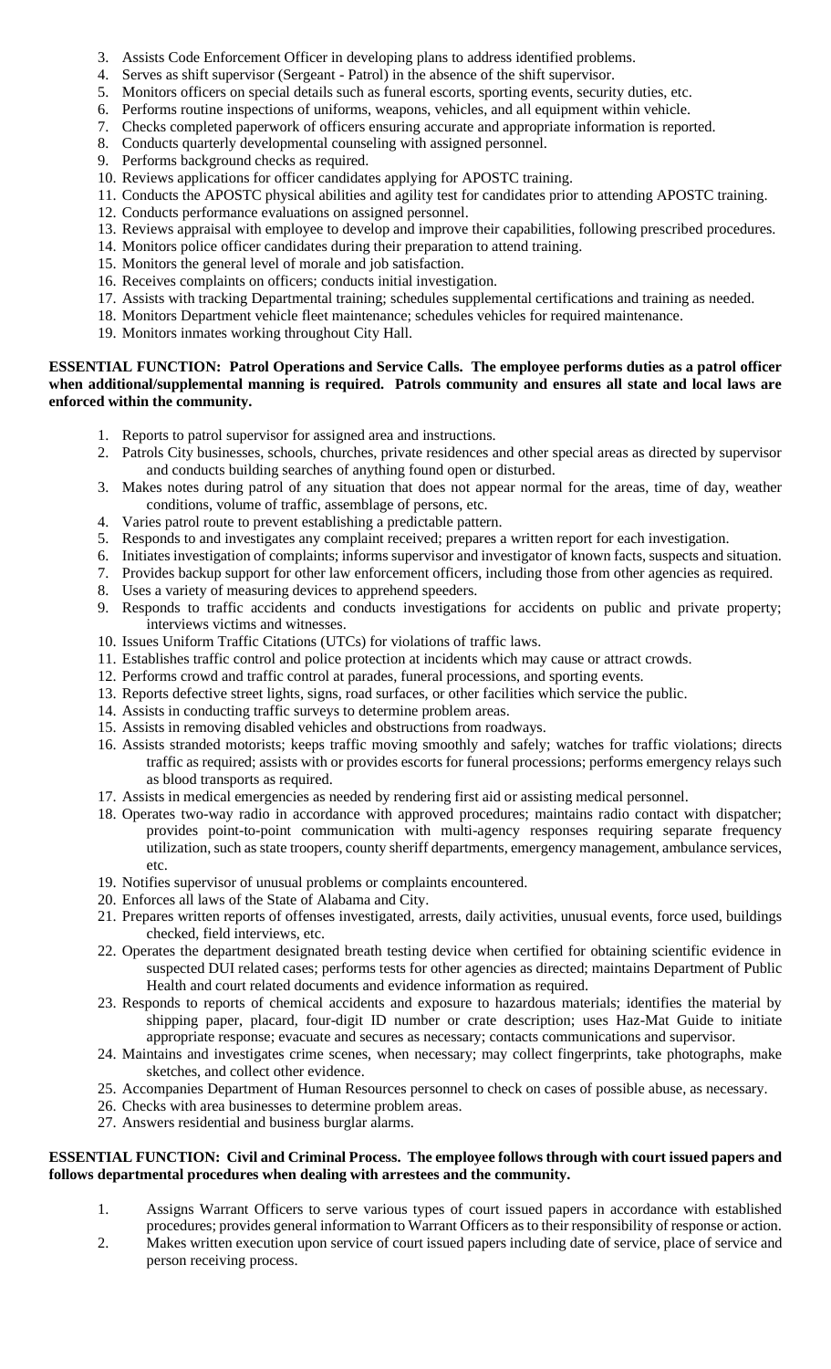3. Assists Code Enforcement Officer in developing plans to address identified problems.
4. Serves as shift supervisor (Sergeant - Patrol) in the absence of the shift supervisor.
5. Monitors officers on special details such as funeral escorts, sporting events, security duties, etc.
6. Performs routine inspections of uniforms, weapons, vehicles, and all equipment within vehicle.
7. Checks completed paperwork of officers ensuring accurate and appropriate information is reported.
8. Conducts quarterly developmental counseling with assigned personnel.
9. Performs background checks as required.
10. Reviews applications for officer candidates applying for APOSTC training.
11. Conducts the APOSTC physical abilities and agility test for candidates prior to attending APOSTC training.
12. Conducts performance evaluations on assigned personnel.
13. Reviews appraisal with employee to develop and improve their capabilities, following prescribed procedures.
14. Monitors police officer candidates during their preparation to attend training.
15. Monitors the general level of morale and job satisfaction.
16. Receives complaints on officers; conducts initial investigation.
17. Assists with tracking Departmental training; schedules supplemental certifications and training as needed.
18. Monitors Department vehicle fleet maintenance; schedules vehicles for required maintenance.
19. Monitors inmates working throughout City Hall.

**ESSENTIAL FUNCTION: Patrol Operations and Service Calls. The employee performs duties as a patrol officer when additional/supplemental manning is required. Patrols community and ensures all state and local laws are enforced within the community.**

1. Reports to patrol supervisor for assigned area and instructions.
2. Patrols City businesses, schools, churches, private residences and other special areas as directed by supervisor and conducts building searches of anything found open or disturbed.
3. Makes notes during patrol of any situation that does not appear normal for the areas, time of day, weather conditions, volume of traffic, assemblage of persons, etc.
4. Varies patrol route to prevent establishing a predictable pattern.
5. Responds to and investigates any complaint received; prepares a written report for each investigation.
6. Initiates investigation of complaints; informs supervisor and investigator of known facts, suspects and situation.
7. Provides backup support for other law enforcement officers, including those from other agencies as required.
8. Uses a variety of measuring devices to apprehend speeders.
9. Responds to traffic accidents and conducts investigations for accidents on public and private property; interviews victims and witnesses.
10. Issues Uniform Traffic Citations (UTCs) for violations of traffic laws.
11. Establishes traffic control and police protection at incidents which may cause or attract crowds.
12. Performs crowd and traffic control at parades, funeral processions, and sporting events.
13. Reports defective street lights, signs, road surfaces, or other facilities which service the public.
14. Assists in conducting traffic surveys to determine problem areas.
15. Assists in removing disabled vehicles and obstructions from roadways.
16. Assists stranded motorists; keeps traffic moving smoothly and safely; watches for traffic violations; directs traffic as required; assists with or provides escorts for funeral processions; performs emergency relays such as blood transports as required.
17. Assists in medical emergencies as needed by rendering first aid or assisting medical personnel.
18. Operates two-way radio in accordance with approved procedures; maintains radio contact with dispatcher; provides point-to-point communication with multi-agency responses requiring separate frequency utilization, such as state troopers, county sheriff departments, emergency management, ambulance services, etc.
19. Notifies supervisor of unusual problems or complaints encountered.
20. Enforces all laws of the State of Alabama and City.
21. Prepares written reports of offenses investigated, arrests, daily activities, unusual events, force used, buildings checked, field interviews, etc.
22. Operates the department designated breath testing device when certified for obtaining scientific evidence in suspected DUI related cases; performs tests for other agencies as directed; maintains Department of Public Health and court related documents and evidence information as required.
23. Responds to reports of chemical accidents and exposure to hazardous materials; identifies the material by shipping paper, placard, four-digit ID number or crate description; uses Haz-Mat Guide to initiate appropriate response; evacuate and secures as necessary; contacts communications and supervisor.
24. Maintains and investigates crime scenes, when necessary; may collect fingerprints, take photographs, make sketches, and collect other evidence.
25. Accompanies Department of Human Resources personnel to check on cases of possible abuse, as necessary.
26. Checks with area businesses to determine problem areas.
27. Answers residential and business burglar alarms.

**ESSENTIAL FUNCTION: Civil and Criminal Process. The employee follows through with court issued papers and follows departmental procedures when dealing with arrestees and the community.**

1. Assigns Warrant Officers to serve various types of court issued papers in accordance with established procedures; provides general information to Warrant Officers as to their responsibility of response or action.
2. Makes written execution upon service of court issued papers including date of service, place of service and person receiving process.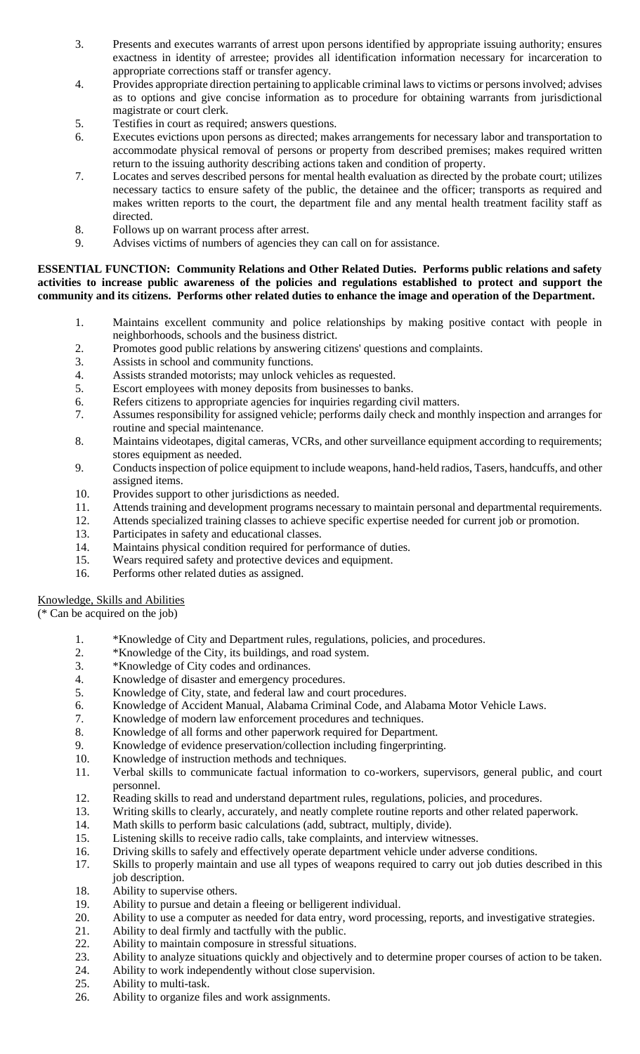3. Presents and executes warrants of arrest upon persons identified by appropriate issuing authority; ensures exactness in identity of arrestee; provides all identification information necessary for incarceration to appropriate corrections staff or transfer agency.
4. Provides appropriate direction pertaining to applicable criminal laws to victims or persons involved; advises as to options and give concise information as to procedure for obtaining warrants from jurisdictional magistrate or court clerk.
5. Testifies in court as required; answers questions.
6. Executes evictions upon persons as directed; makes arrangements for necessary labor and transportation to accommodate physical removal of persons or property from described premises; makes required written return to the issuing authority describing actions taken and condition of property.
7. Locates and serves described persons for mental health evaluation as directed by the probate court; utilizes necessary tactics to ensure safety of the public, the detainee and the officer; transports as required and makes written reports to the court, the department file and any mental health treatment facility staff as directed.
8. Follows up on warrant process after arrest.
9. Advises victims of numbers of agencies they can call on for assistance.

**ESSENTIAL FUNCTION: Community Relations and Other Related Duties. Performs public relations and safety activities to increase public awareness of the policies and regulations established to protect and support the community and its citizens. Performs other related duties to enhance the image and operation of the Department.**

1. Maintains excellent community and police relationships by making positive contact with people in neighborhoods, schools and the business district.
2. Promotes good public relations by answering citizens' questions and complaints.
3. Assists in school and community functions.
4. Assists stranded motorists; may unlock vehicles as requested.
5. Escort employees with money deposits from businesses to banks.
6. Refers citizens to appropriate agencies for inquiries regarding civil matters.
7. Assumes responsibility for assigned vehicle; performs daily check and monthly inspection and arranges for routine and special maintenance.
8. Maintains videotapes, digital cameras, VCRs, and other surveillance equipment according to requirements; stores equipment as needed.
9. Conducts inspection of police equipment to include weapons, hand-held radios, Tasers, handcuffs, and other assigned items.
10. Provides support to other jurisdictions as needed.
11. Attends training and development programs necessary to maintain personal and departmental requirements.
12. Attends specialized training classes to achieve specific expertise needed for current job or promotion.
13. Participates in safety and educational classes.
14. Maintains physical condition required for performance of duties.
15. Wears required safety and protective devices and equipment.
16. Performs other related duties as assigned.

<u>Knowledge, Skills and Abilities</u>
(* Can be acquired on the job)

1. *Knowledge of City and Department rules, regulations, policies, and procedures.
2. *Knowledge of the City, its buildings, and road system.
3. *Knowledge of City codes and ordinances.
4. Knowledge of disaster and emergency procedures.
5. Knowledge of City, state, and federal law and court procedures.
6. Knowledge of Accident Manual, Alabama Criminal Code, and Alabama Motor Vehicle Laws.
7. Knowledge of modern law enforcement procedures and techniques.
8. Knowledge of all forms and other paperwork required for Department.
9. Knowledge of evidence preservation/collection including fingerprinting.
10. Knowledge of instruction methods and techniques.
11. Verbal skills to communicate factual information to co-workers, supervisors, general public, and court personnel.
12. Reading skills to read and understand department rules, regulations, policies, and procedures.
13. Writing skills to clearly, accurately, and neatly complete routine reports and other related paperwork.
14. Math skills to perform basic calculations (add, subtract, multiply, divide).
15. Listening skills to receive radio calls, take complaints, and interview witnesses.
16. Driving skills to safely and effectively operate department vehicle under adverse conditions.
17. Skills to properly maintain and use all types of weapons required to carry out job duties described in this job description.
18. Ability to supervise others.
19. Ability to pursue and detain a fleeing or belligerent individual.
20. Ability to use a computer as needed for data entry, word processing, reports, and investigative strategies.
21. Ability to deal firmly and tactfully with the public.
22. Ability to maintain composure in stressful situations.
23. Ability to analyze situations quickly and objectively and to determine proper courses of action to be taken.
24. Ability to work independently without close supervision.
25. Ability to multi-task.
26. Ability to organize files and work assignments.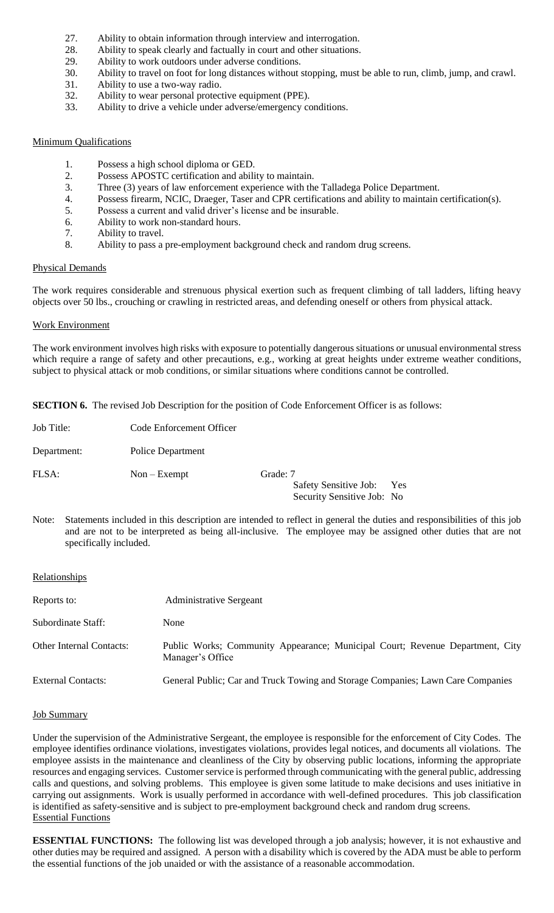27. Ability to obtain information through interview and interrogation.
28. Ability to speak clearly and factually in court and other situations.
29. Ability to work outdoors under adverse conditions.
30. Ability to travel on foot for long distances without stopping, must be able to run, climb, jump, and crawl.
31. Ability to use a two-way radio.
32. Ability to wear personal protective equipment (PPE).
33. Ability to drive a vehicle under adverse/emergency conditions.

Minimum Qualifications

1. Possess a high school diploma or GED.
2. Possess APOSTC certification and ability to maintain.
3. Three (3) years of law enforcement experience with the Talladega Police Department.
4. Possess firearm, NCIC, Draeger, Taser and CPR certifications and ability to maintain certification(s).
5. Possess a current and valid driver's license and be insurable.
6. Ability to work non-standard hours.
7. Ability to travel.
8. Ability to pass a pre-employment background check and random drug screens.

Physical Demands

The work requires considerable and strenuous physical exertion such as frequent climbing of tall ladders, lifting heavy objects over 50 lbs., crouching or crawling in restricted areas, and defending oneself or others from physical attack.

Work Environment

The work environment involves high risks with exposure to potentially dangerous situations or unusual environmental stress which require a range of safety and other precautions, e.g., working at great heights under extreme weather conditions, subject to physical attack or mob conditions, or similar situations where conditions cannot be controlled.

**SECTION 6.** The revised Job Description for the position of Code Enforcement Officer is as follows:

Job Title: Code Enforcement Officer

Department: Police Department

FLSA: Non – Exempt    Grade: 7

Safety Sensitive Job: Yes
Security Sensitive Job: No

Note: Statements included in this description are intended to reflect in general the duties and responsibilities of this job and are not to be interpreted as being all-inclusive. The employee may be assigned other duties that are not specifically included.

Relationships

| | |
|---|---|
| Reports to: | Administrative Sergeant |
| Subordinate Staff: | None |
| Other Internal Contacts: | Public Works; Community Appearance; Municipal Court; Revenue Department, City Manager's Office |
| External Contacts: | General Public; Car and Truck Towing and Storage Companies; Lawn Care Companies |

Job Summary

Under the supervision of the Administrative Sergeant, the employee is responsible for the enforcement of City Codes. The employee identifies ordinance violations, investigates violations, provides legal notices, and documents all violations. The employee assists in the maintenance and cleanliness of the City by observing public locations, informing the appropriate resources and engaging services. Customer service is performed through communicating with the general public, addressing calls and questions, and solving problems. This employee is given some latitude to make decisions and uses initiative in carrying out assignments. Work is usually performed in accordance with well-defined procedures. This job classification is identified as safety-sensitive and is subject to pre-employment background check and random drug screens.

Essential Functions

**ESSENTIAL FUNCTIONS:** The following list was developed through a job analysis; however, it is not exhaustive and other duties may be required and assigned. A person with a disability which is covered by the ADA must be able to perform the essential functions of the job unaided or with the assistance of a reasonable accommodation.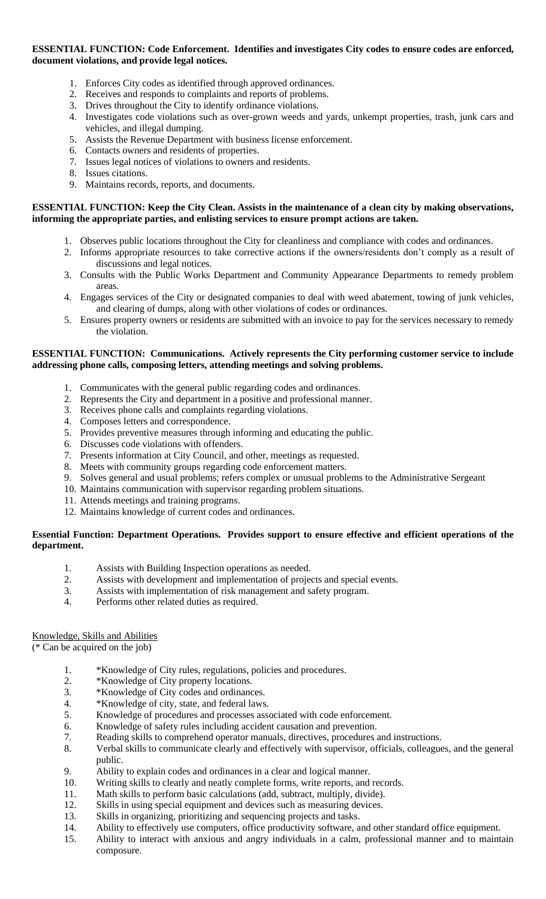**ESSENTIAL FUNCTION: Code Enforcement. Identifies and investigates City codes to ensure codes are enforced, document violations, and provide legal notices.**

1. Enforces City codes as identified through approved ordinances.
2. Receives and responds to complaints and reports of problems.
3. Drives throughout the City to identify ordinance violations.
4. Investigates code violations such as over-grown weeds and yards, unkempt properties, trash, junk cars and vehicles, and illegal dumping.
5. Assists the Revenue Department with business license enforcement.
6. Contacts owners and residents of properties.
7. Issues legal notices of violations to owners and residents.
8. Issues citations.
9. Maintains records, reports, and documents.

**ESSENTIAL FUNCTION: Keep the City Clean. Assists in the maintenance of a clean city by making observations, informing the appropriate parties, and enlisting services to ensure prompt actions are taken.**

1. Observes public locations throughout the City for cleanliness and compliance with codes and ordinances.
2. Informs appropriate resources to take corrective actions if the owners/residents don't comply as a result of discussions and legal notices.
3. Consults with the Public Works Department and Community Appearance Departments to remedy problem areas.
4. Engages services of the City or designated companies to deal with weed abatement, towing of junk vehicles, and clearing of dumps, along with other violations of codes or ordinances.
5. Ensures property owners or residents are submitted with an invoice to pay for the services necessary to remedy the violation.

**ESSENTIAL FUNCTION: Communications. Actively represents the City performing customer service to include addressing phone calls, composing letters, attending meetings and solving problems.**

1. Communicates with the general public regarding codes and ordinances.
2. Represents the City and department in a positive and professional manner.
3. Receives phone calls and complaints regarding violations.
4. Composes letters and correspondence.
5. Provides preventive measures through informing and educating the public.
6. Discusses code violations with offenders.
7. Presents information at City Council, and other, meetings as requested.
8. Meets with community groups regarding code enforcement matters.
9. Solves general and usual problems; refers complex or unusual problems to the Administrative Sergeant
10. Maintains communication with supervisor regarding problem situations.
11. Attends meetings and training programs.
12. Maintains knowledge of current codes and ordinances.

**Essential Function: Department Operations. Provides support to ensure effective and efficient operations of the department.**

1. Assists with Building Inspection operations as needed.
2. Assists with development and implementation of projects and special events.
3. Assists with implementation of risk management and safety program.
4. Performs other related duties as required.

Knowledge, Skills and Abilities
(* Can be acquired on the job)

1. *Knowledge of City rules, regulations, policies and procedures.
2. *Knowledge of City property locations.
3. *Knowledge of City codes and ordinances.
4. *Knowledge of city, state, and federal laws.
5. Knowledge of procedures and processes associated with code enforcement.
6. Knowledge of safety rules including accident causation and prevention.
7. Reading skills to comprehend operator manuals, directives, procedures and instructions.
8. Verbal skills to communicate clearly and effectively with supervisor, officials, colleagues, and the general public.
9. Ability to explain codes and ordinances in a clear and logical manner.
10. Writing skills to clearly and neatly complete forms, write reports, and records.
11. Math skills to perform basic calculations (add, subtract, multiply, divide).
12. Skills in using special equipment and devices such as measuring devices.
13. Skills in organizing, prioritizing and sequencing projects and tasks.
14. Ability to effectively use computers, office productivity software, and other standard office equipment.
15. Ability to interact with anxious and angry individuals in a calm, professional manner and to maintain composure.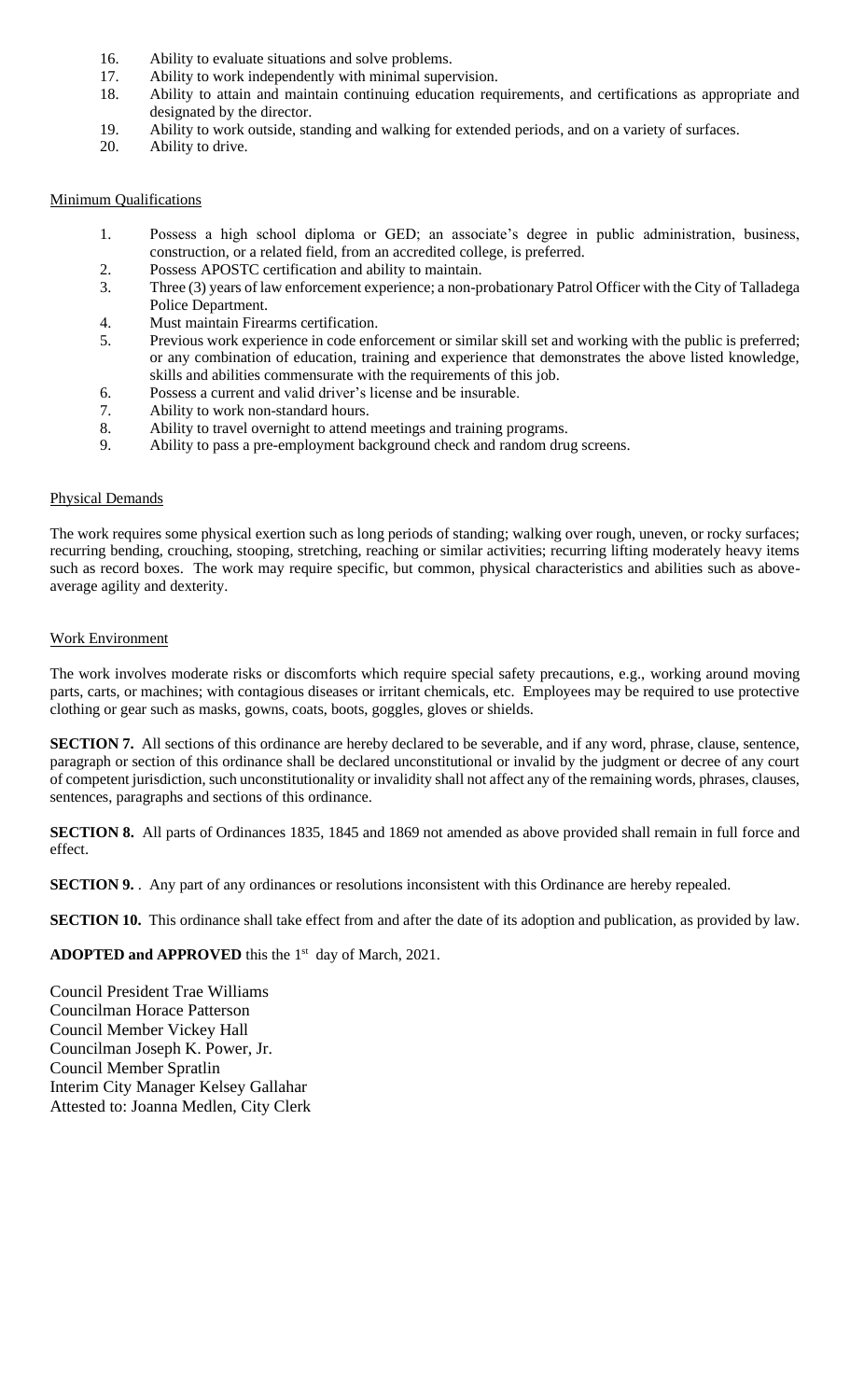16. Ability to evaluate situations and solve problems.
17. Ability to work independently with minimal supervision.
18. Ability to attain and maintain continuing education requirements, and certifications as appropriate and designated by the director.
19. Ability to work outside, standing and walking for extended periods, and on a variety of surfaces.
20. Ability to drive.

Minimum Qualifications

1. Possess a high school diploma or GED; an associate's degree in public administration, business, construction, or a related field, from an accredited college, is preferred.
2. Possess APOSTC certification and ability to maintain.
3. Three (3) years of law enforcement experience; a non-probationary Patrol Officer with the City of Talladega Police Department.
4. Must maintain Firearms certification.
5. Previous work experience in code enforcement or similar skill set and working with the public is preferred; or any combination of education, training and experience that demonstrates the above listed knowledge, skills and abilities commensurate with the requirements of this job.
6. Possess a current and valid driver's license and be insurable.
7. Ability to work non-standard hours.
8. Ability to travel overnight to attend meetings and training programs.
9. Ability to pass a pre-employment background check and random drug screens.

Physical Demands

The work requires some physical exertion such as long periods of standing; walking over rough, uneven, or rocky surfaces; recurring bending, crouching, stooping, stretching, reaching or similar activities; recurring lifting moderately heavy items such as record boxes. The work may require specific, but common, physical characteristics and abilities such as above-average agility and dexterity.

Work Environment

The work involves moderate risks or discomforts which require special safety precautions, e.g., working around moving parts, carts, or machines; with contagious diseases or irritant chemicals, etc. Employees may be required to use protective clothing or gear such as masks, gowns, coats, boots, goggles, gloves or shields.

**SECTION 7.** All sections of this ordinance are hereby declared to be severable, and if any word, phrase, clause, sentence, paragraph or section of this ordinance shall be declared unconstitutional or invalid by the judgment or decree of any court of competent jurisdiction, such unconstitutionality or invalidity shall not affect any of the remaining words, phrases, clauses, sentences, paragraphs and sections of this ordinance.

**SECTION 8.** All parts of Ordinances 1835, 1845 and 1869 not amended as above provided shall remain in full force and effect.

**SECTION 9.** . Any part of any ordinances or resolutions inconsistent with this Ordinance are hereby repealed.

**SECTION 10.** This ordinance shall take effect from and after the date of its adoption and publication, as provided by law.

**ADOPTED and APPROVED** this the 1st day of March, 2021.

Council President Trae Williams
Councilman Horace Patterson
Council Member Vickey Hall
Councilman Joseph K. Power, Jr.
Council Member Spratlin
Interim City Manager Kelsey Gallahar
Attested to: Joanna Medlen, City Clerk